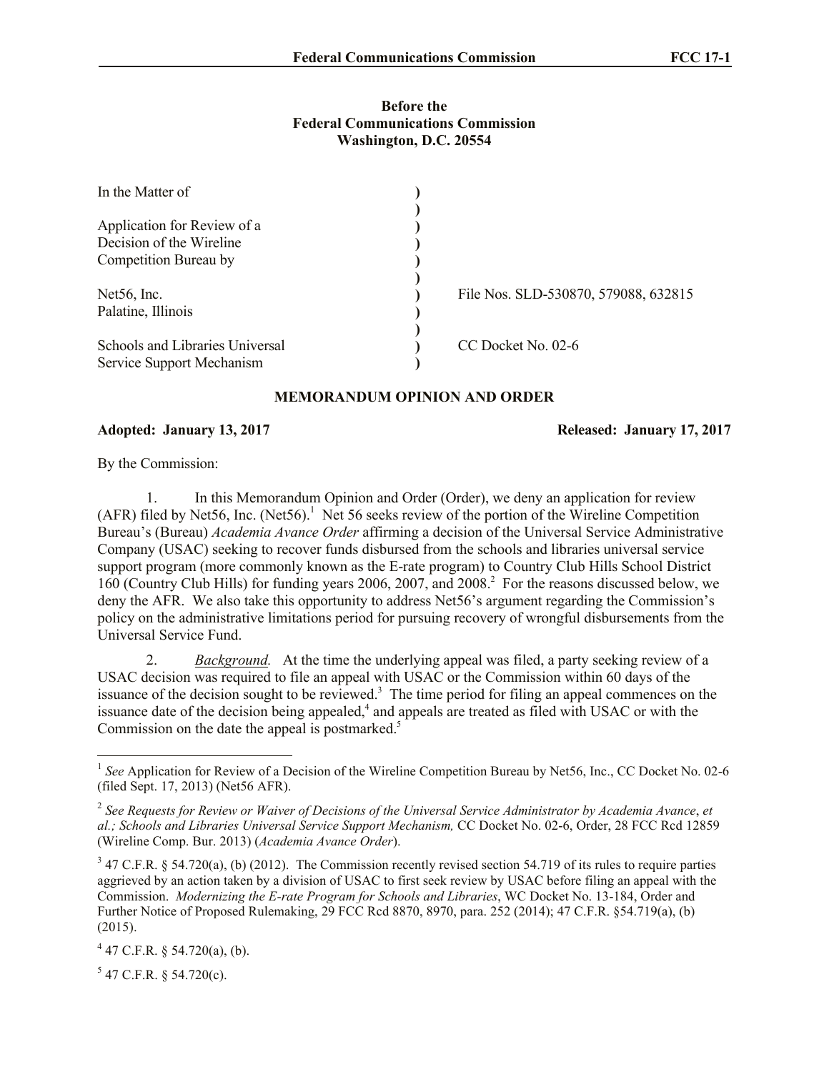**Before the**
**Federal Communications Commission**
**Washington, D.C. 20554**

| | | |
|---|---|---|
| In the Matter of | ) | |
| | ) | |
| Application for Review of a Decision of the Wireline Competition Bureau by | ) | |
| | ) | |
| Net56, Inc. Palatine, Illinois | ) | File Nos. SLD-530870, 579088, 632815 |
| | ) | |
| Schools and Libraries Universal Service Support Mechanism | ) | CC Docket No. 02-6 |

## MEMORANDUM OPINION AND ORDER

**Adopted: January 13, 2017** **Released: January 17, 2017**

By the Commission:

1. In this Memorandum Opinion and Order (Order), we deny an application for review (AFR) filed by Net56, Inc. (Net56).[1] Net 56 seeks review of the portion of the Wireline Competition Bureau's (Bureau) *Academia Avance Order* affirming a decision of the Universal Service Administrative Company (USAC) seeking to recover funds disbursed from the schools and libraries universal service support program (more commonly known as the E-rate program) to Country Club Hills School District 160 (Country Club Hills) for funding years 2006, 2007, and 2008.[2] For the reasons discussed below, we deny the AFR. We also take this opportunity to address Net56's argument regarding the Commission's policy on the administrative limitations period for pursuing recovery of wrongful disbursements from the Universal Service Fund.

2. *Background.* At the time the underlying appeal was filed, a party seeking review of a USAC decision was required to file an appeal with USAC or the Commission within 60 days of the issuance of the decision sought to be reviewed.[3] The time period for filing an appeal commences on the issuance date of the decision being appealed,[4] and appeals are treated as filed with USAC or with the Commission on the date the appeal is postmarked.[5]

---

[1] *See* Application for Review of a Decision of the Wireline Competition Bureau by Net56, Inc., CC Docket No. 02-6 (filed Sept. 17, 2013) (Net56 AFR).

[2] *See Requests for Review or Waiver of Decisions of the Universal Service Administrator by Academia Avance*, *et al.; Schools and Libraries Universal Service Support Mechanism,* CC Docket No. 02-6, Order, 28 FCC Rcd 12859 (Wireline Comp. Bur. 2013) (*Academia Avance Order*).

[3] 47 C.F.R. § 54.720(a), (b) (2012). The Commission recently revised section 54.719 of its rules to require parties aggrieved by an action taken by a division of USAC to first seek review by USAC before filing an appeal with the Commission. *Modernizing the E-rate Program for Schools and Libraries*, WC Docket No. 13-184, Order and Further Notice of Proposed Rulemaking, 29 FCC Rcd 8870, 8970, para. 252 (2014); 47 C.F.R. §54.719(a), (b) (2015).

[4] 47 C.F.R. § 54.720(a), (b).

[5] 47 C.F.R. § 54.720(c).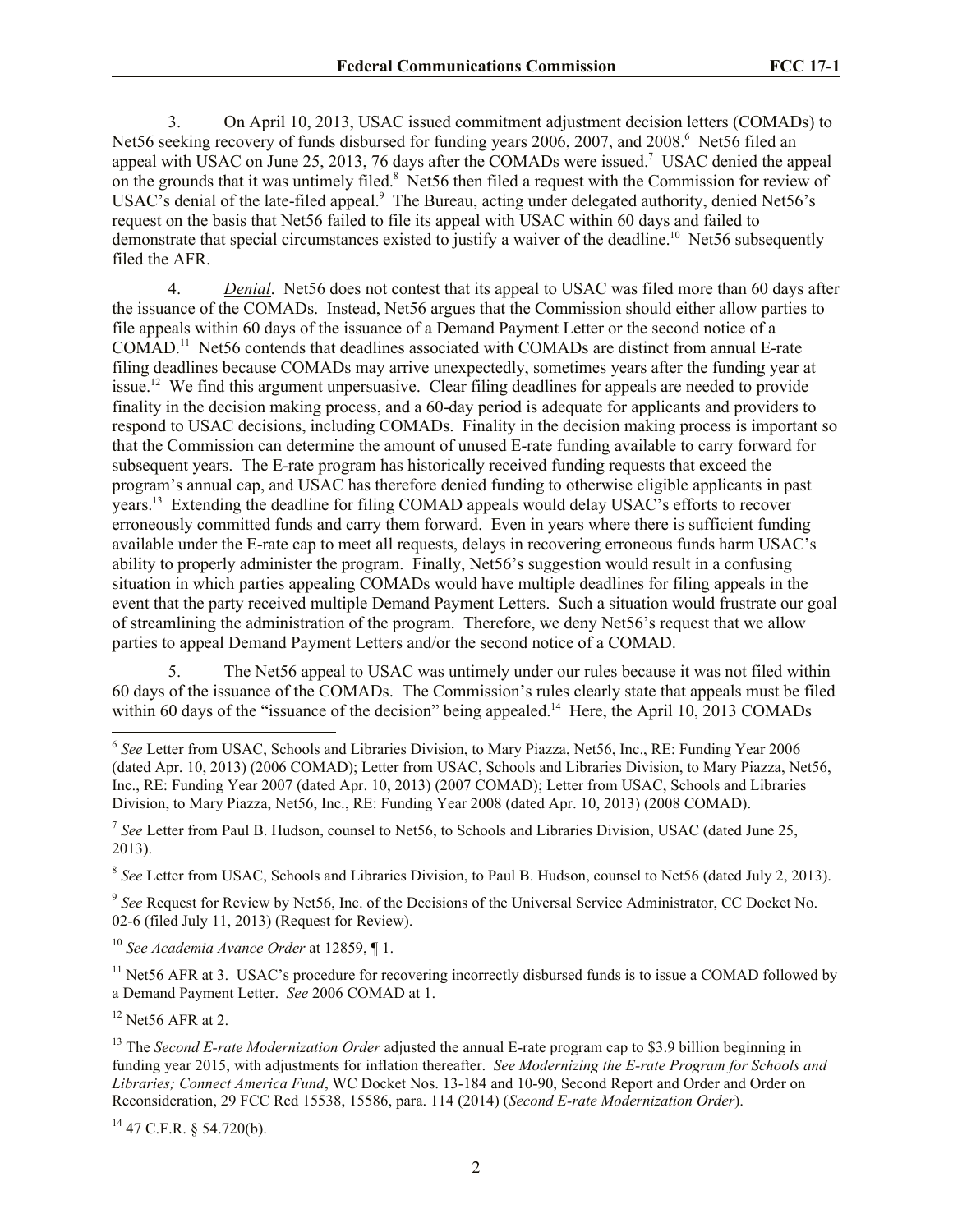3. On April 10, 2013, USAC issued commitment adjustment decision letters (COMADs) to Net56 seeking recovery of funds disbursed for funding years 2006, 2007, and 2008.[6] Net56 filed an appeal with USAC on June 25, 2013, 76 days after the COMADs were issued.[7] USAC denied the appeal on the grounds that it was untimely filed.[8] Net56 then filed a request with the Commission for review of USAC's denial of the late-filed appeal.[9] The Bureau, acting under delegated authority, denied Net56's request on the basis that Net56 failed to file its appeal with USAC within 60 days and failed to demonstrate that special circumstances existed to justify a waiver of the deadline.[10] Net56 subsequently filed the AFR.

4. *Denial*. Net56 does not contest that its appeal to USAC was filed more than 60 days after the issuance of the COMADs. Instead, Net56 argues that the Commission should either allow parties to file appeals within 60 days of the issuance of a Demand Payment Letter or the second notice of a COMAD.[11] Net56 contends that deadlines associated with COMADs are distinct from annual E-rate filing deadlines because COMADs may arrive unexpectedly, sometimes years after the funding year at issue.[12] We find this argument unpersuasive. Clear filing deadlines for appeals are needed to provide finality in the decision making process, and a 60-day period is adequate for applicants and providers to respond to USAC decisions, including COMADs. Finality in the decision making process is important so that the Commission can determine the amount of unused E-rate funding available to carry forward for subsequent years. The E-rate program has historically received funding requests that exceed the program's annual cap, and USAC has therefore denied funding to otherwise eligible applicants in past years.[13] Extending the deadline for filing COMAD appeals would delay USAC's efforts to recover erroneously committed funds and carry them forward. Even in years where there is sufficient funding available under the E-rate cap to meet all requests, delays in recovering erroneous funds harm USAC's ability to properly administer the program. Finally, Net56's suggestion would result in a confusing situation in which parties appealing COMADs would have multiple deadlines for filing appeals in the event that the party received multiple Demand Payment Letters. Such a situation would frustrate our goal of streamlining the administration of the program. Therefore, we deny Net56's request that we allow parties to appeal Demand Payment Letters and/or the second notice of a COMAD.

5. The Net56 appeal to USAC was untimely under our rules because it was not filed within 60 days of the issuance of the COMADs. The Commission's rules clearly state that appeals must be filed within 60 days of the "issuance of the decision" being appealed.[14] Here, the April 10, 2013 COMADs

---

[6] *See* Letter from USAC, Schools and Libraries Division, to Mary Piazza, Net56, Inc., RE: Funding Year 2006 (dated Apr. 10, 2013) (2006 COMAD); Letter from USAC, Schools and Libraries Division, to Mary Piazza, Net56, Inc., RE: Funding Year 2007 (dated Apr. 10, 2013) (2007 COMAD); Letter from USAC, Schools and Libraries Division, to Mary Piazza, Net56, Inc., RE: Funding Year 2008 (dated Apr. 10, 2013) (2008 COMAD).

[7] *See* Letter from Paul B. Hudson, counsel to Net56, to Schools and Libraries Division, USAC (dated June 25, 2013).

[8] *See* Letter from USAC, Schools and Libraries Division, to Paul B. Hudson, counsel to Net56 (dated July 2, 2013).

[9] *See* Request for Review by Net56, Inc. of the Decisions of the Universal Service Administrator, CC Docket No. 02-6 (filed July 11, 2013) (Request for Review).

[10] *See Academia Avance Order* at 12859, ¶ 1.

[11] Net56 AFR at 3. USAC's procedure for recovering incorrectly disbursed funds is to issue a COMAD followed by a Demand Payment Letter. *See* 2006 COMAD at 1.

[12] Net56 AFR at 2.

[13] The *Second E-rate Modernization Order* adjusted the annual E-rate program cap to $3.9 billion beginning in funding year 2015, with adjustments for inflation thereafter. *See Modernizing the E-rate Program for Schools and Libraries; Connect America Fund*, WC Docket Nos. 13-184 and 10-90, Second Report and Order and Order on Reconsideration, 29 FCC Rcd 15538, 15586, para. 114 (2014) (*Second E-rate Modernization Order*).

[14] 47 C.F.R. § 54.720(b).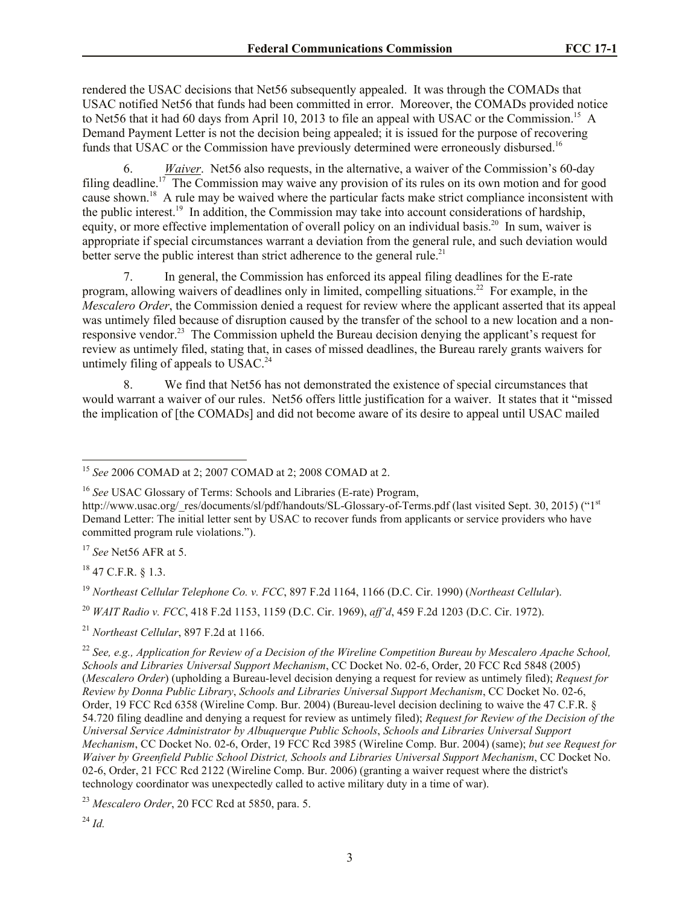rendered the USAC decisions that Net56 subsequently appealed. It was through the COMADs that USAC notified Net56 that funds had been committed in error. Moreover, the COMADs provided notice to Net56 that it had 60 days from April 10, 2013 to file an appeal with USAC or the Commission.[15] A Demand Payment Letter is not the decision being appealed; it is issued for the purpose of recovering funds that USAC or the Commission have previously determined were erroneously disbursed.[16]

6. *Waiver*. Net56 also requests, in the alternative, a waiver of the Commission's 60-day filing deadline.[17] The Commission may waive any provision of its rules on its own motion and for good cause shown.[18] A rule may be waived where the particular facts make strict compliance inconsistent with the public interest.[19] In addition, the Commission may take into account considerations of hardship, equity, or more effective implementation of overall policy on an individual basis.[20] In sum, waiver is appropriate if special circumstances warrant a deviation from the general rule, and such deviation would better serve the public interest than strict adherence to the general rule.[21]

7. In general, the Commission has enforced its appeal filing deadlines for the E-rate program, allowing waivers of deadlines only in limited, compelling situations.[22] For example, in the *Mescalero Order*, the Commission denied a request for review where the applicant asserted that its appeal was untimely filed because of disruption caused by the transfer of the school to a new location and a non-responsive vendor.[23] The Commission upheld the Bureau decision denying the applicant's request for review as untimely filed, stating that, in cases of missed deadlines, the Bureau rarely grants waivers for untimely filing of appeals to USAC.[24]

8. We find that Net56 has not demonstrated the existence of special circumstances that would warrant a waiver of our rules. Net56 offers little justification for a waiver. It states that it "missed the implication of [the COMADs] and did not become aware of its desire to appeal until USAC mailed

---

[15] *See* 2006 COMAD at 2; 2007 COMAD at 2; 2008 COMAD at 2.

[16] *See* USAC Glossary of Terms: Schools and Libraries (E-rate) Program, http://www.usac.org/_res/documents/sl/pdf/handouts/SL-Glossary-of-Terms.pdf (last visited Sept. 30, 2015) ("1st Demand Letter: The initial letter sent by USAC to recover funds from applicants or service providers who have committed program rule violations.").

[17] *See* Net56 AFR at 5.

[18] 47 C.F.R. § 1.3.

[19] *Northeast Cellular Telephone Co. v. FCC*, 897 F.2d 1164, 1166 (D.C. Cir. 1990) (*Northeast Cellular*).

[20] *WAIT Radio v. FCC*, 418 F.2d 1153, 1159 (D.C. Cir. 1969), *aff'd*, 459 F.2d 1203 (D.C. Cir. 1972).

[21] *Northeast Cellular*, 897 F.2d at 1166.

[22] *See, e.g., Application for Review of a Decision of the Wireline Competition Bureau by Mescalero Apache School, Schools and Libraries Universal Support Mechanism*, CC Docket No. 02-6, Order, 20 FCC Rcd 5848 (2005) (*Mescalero Order*) (upholding a Bureau-level decision denying a request for review as untimely filed); *Request for Review by Donna Public Library*, *Schools and Libraries Universal Support Mechanism*, CC Docket No. 02-6, Order, 19 FCC Rcd 6358 (Wireline Comp. Bur. 2004) (Bureau-level decision declining to waive the 47 C.F.R. § 54.720 filing deadline and denying a request for review as untimely filed); *Request for Review of the Decision of the Universal Service Administrator by Albuquerque Public Schools*, *Schools and Libraries Universal Support Mechanism*, CC Docket No. 02-6, Order, 19 FCC Rcd 3985 (Wireline Comp. Bur. 2004) (same); *but see Request for Waiver by Greenfield Public School District, Schools and Libraries Universal Support Mechanism*, CC Docket No. 02-6, Order, 21 FCC Rcd 2122 (Wireline Comp. Bur. 2006) (granting a waiver request where the district's technology coordinator was unexpectedly called to active military duty in a time of war).

[23] *Mescalero Order*, 20 FCC Rcd at 5850, para. 5.

[24] *Id.*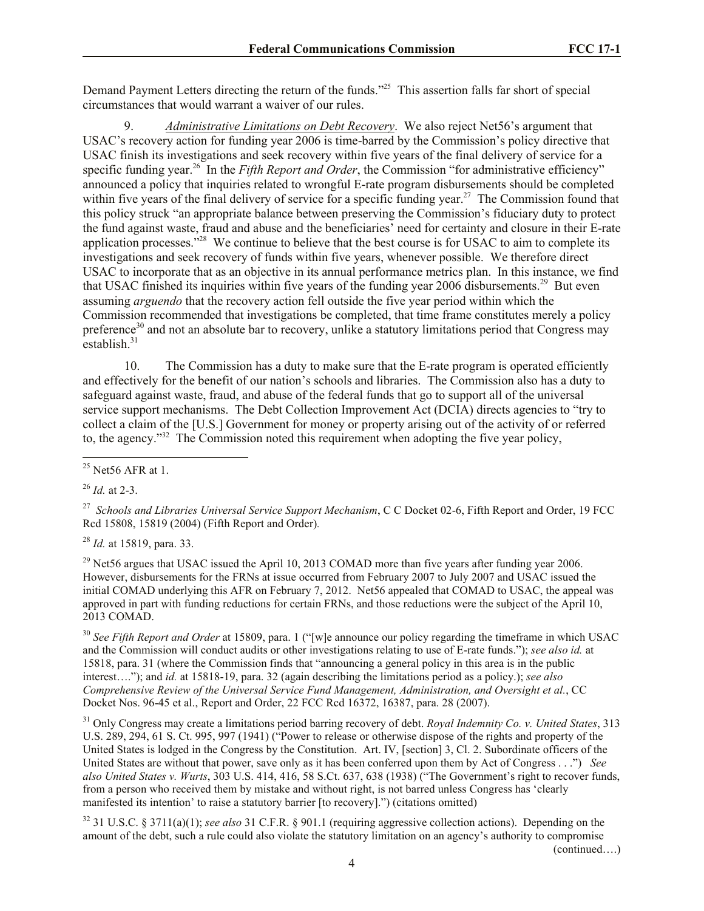Demand Payment Letters directing the return of the funds."[25] This assertion falls far short of special circumstances that would warrant a waiver of our rules.

9. *Administrative Limitations on Debt Recovery*. We also reject Net56's argument that USAC's recovery action for funding year 2006 is time-barred by the Commission's policy directive that USAC finish its investigations and seek recovery within five years of the final delivery of service for a specific funding year.[26] In the *Fifth Report and Order*, the Commission "for administrative efficiency" announced a policy that inquiries related to wrongful E-rate program disbursements should be completed within five years of the final delivery of service for a specific funding year.[27] The Commission found that this policy struck "an appropriate balance between preserving the Commission's fiduciary duty to protect the fund against waste, fraud and abuse and the beneficiaries' need for certainty and closure in their E-rate application processes."[28] We continue to believe that the best course is for USAC to aim to complete its investigations and seek recovery of funds within five years, whenever possible. We therefore direct USAC to incorporate that as an objective in its annual performance metrics plan. In this instance, we find that USAC finished its inquiries within five years of the funding year 2006 disbursements.[29] But even assuming *arguendo* that the recovery action fell outside the five year period within which the Commission recommended that investigations be completed, that time frame constitutes merely a policy preference[30] and not an absolute bar to recovery, unlike a statutory limitations period that Congress may establish.[31]

10. The Commission has a duty to make sure that the E-rate program is operated efficiently and effectively for the benefit of our nation's schools and libraries. The Commission also has a duty to safeguard against waste, fraud, and abuse of the federal funds that go to support all of the universal service support mechanisms. The Debt Collection Improvement Act (DCIA) directs agencies to "try to collect a claim of the [U.S.] Government for money or property arising out of the activity of or referred to, the agency."[32] The Commission noted this requirement when adopting the five year policy,

---

[25] Net56 AFR at 1.

[26] *Id.* at 2-3.

[27] *Schools and Libraries Universal Service Support Mechanism*, C C Docket 02-6, Fifth Report and Order, 19 FCC Rcd 15808, 15819 (2004) (Fifth Report and Order).

[28] *Id.* at 15819, para. 33.

[29] Net56 argues that USAC issued the April 10, 2013 COMAD more than five years after funding year 2006. However, disbursements for the FRNs at issue occurred from February 2007 to July 2007 and USAC issued the initial COMAD underlying this AFR on February 7, 2012. Net56 appealed that COMAD to USAC, the appeal was approved in part with funding reductions for certain FRNs, and those reductions were the subject of the April 10, 2013 COMAD.

[30] *See Fifth Report and Order* at 15809, para. 1 ("[w]e announce our policy regarding the timeframe in which USAC and the Commission will conduct audits or other investigations relating to use of E-rate funds."); *see also id.* at 15818, para. 31 (where the Commission finds that "announcing a general policy in this area is in the public interest…."); and *id.* at 15818-19, para. 32 (again describing the limitations period as a policy.); *see also Comprehensive Review of the Universal Service Fund Management, Administration, and Oversight et al.*, CC Docket Nos. 96-45 et al., Report and Order, 22 FCC Rcd 16372, 16387, para. 28 (2007).

[31] Only Congress may create a limitations period barring recovery of debt. *Royal Indemnity Co. v. United States*, 313 U.S. 289, 294, 61 S. Ct. 995, 997 (1941) ("Power to release or otherwise dispose of the rights and property of the United States is lodged in the Congress by the Constitution. Art. IV, [section] 3, Cl. 2. Subordinate officers of the United States are without that power, save only as it has been conferred upon them by Act of Congress . . .") *See also United States v. Wurts*, 303 U.S. 414, 416, 58 S.Ct. 637, 638 (1938) ("The Government's right to recover funds, from a person who received them by mistake and without right, is not barred unless Congress has 'clearly manifested its intention' to raise a statutory barrier [to recovery].") (citations omitted)

[32] 31 U.S.C. § 3711(a)(1); *see also* 31 C.F.R. § 901.1 (requiring aggressive collection actions). Depending on the amount of the debt, such a rule could also violate the statutory limitation on an agency's authority to compromise

(continued….)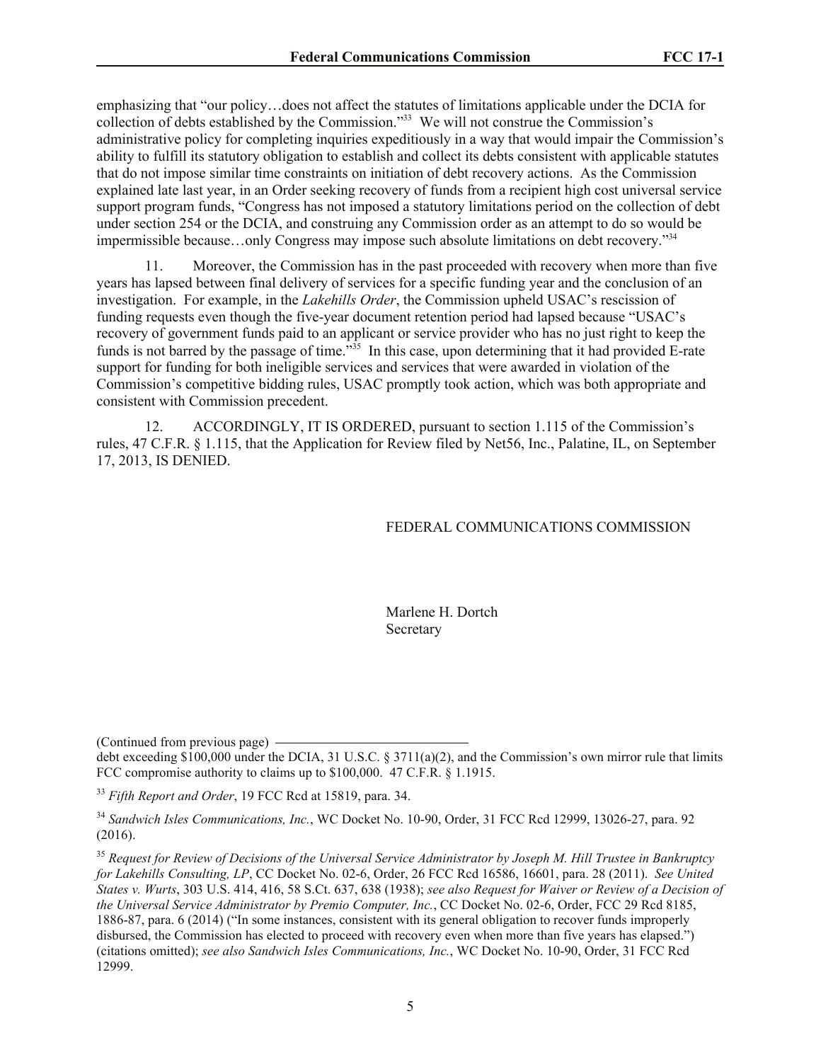emphasizing that "our policy…does not affect the statutes of limitations applicable under the DCIA for collection of debts established by the Commission."[33] We will not construe the Commission's administrative policy for completing inquiries expeditiously in a way that would impair the Commission's ability to fulfill its statutory obligation to establish and collect its debts consistent with applicable statutes that do not impose similar time constraints on initiation of debt recovery actions. As the Commission explained late last year, in an Order seeking recovery of funds from a recipient high cost universal service support program funds, "Congress has not imposed a statutory limitations period on the collection of debt under section 254 or the DCIA, and construing any Commission order as an attempt to do so would be impermissible because…only Congress may impose such absolute limitations on debt recovery."[34]

11. Moreover, the Commission has in the past proceeded with recovery when more than five years has lapsed between final delivery of services for a specific funding year and the conclusion of an investigation. For example, in the *Lakehills Order*, the Commission upheld USAC's rescission of funding requests even though the five-year document retention period had lapsed because "USAC's recovery of government funds paid to an applicant or service provider who has no just right to keep the funds is not barred by the passage of time."[35] In this case, upon determining that it had provided E-rate support for funding for both ineligible services and services that were awarded in violation of the Commission's competitive bidding rules, USAC promptly took action, which was both appropriate and consistent with Commission precedent.

12. ACCORDINGLY, IT IS ORDERED, pursuant to section 1.115 of the Commission's rules, 47 C.F.R. § 1.115, that the Application for Review filed by Net56, Inc., Palatine, IL, on September 17, 2013, IS DENIED.

FEDERAL COMMUNICATIONS COMMISSION

Marlene H. Dortch
Secretary

(Continued from previous page)
debt exceeding $100,000 under the DCIA, 31 U.S.C. § 3711(a)(2), and the Commission's own mirror rule that limits FCC compromise authority to claims up to $100,000. 47 C.F.R. § 1.1915.

[33] *Fifth Report and Order*, 19 FCC Rcd at 15819, para. 34.

[34] *Sandwich Isles Communications, Inc.*, WC Docket No. 10-90, Order, 31 FCC Rcd 12999, 13026-27, para. 92 (2016).

[35] *Request for Review of Decisions of the Universal Service Administrator by Joseph M. Hill Trustee in Bankruptcy for Lakehills Consulting, LP*, CC Docket No. 02-6, Order, 26 FCC Rcd 16586, 16601, para. 28 (2011). *See United States v. Wurts*, 303 U.S. 414, 416, 58 S.Ct. 637, 638 (1938); *see also Request for Waiver or Review of a Decision of the Universal Service Administrator by Premio Computer, Inc.*, CC Docket No. 02-6, Order, FCC 29 Rcd 8185, 1886-87, para. 6 (2014) ("In some instances, consistent with its general obligation to recover funds improperly disbursed, the Commission has elected to proceed with recovery even when more than five years has elapsed.") (citations omitted); *see also Sandwich Isles Communications, Inc.*, WC Docket No. 10-90, Order, 31 FCC Rcd 12999.